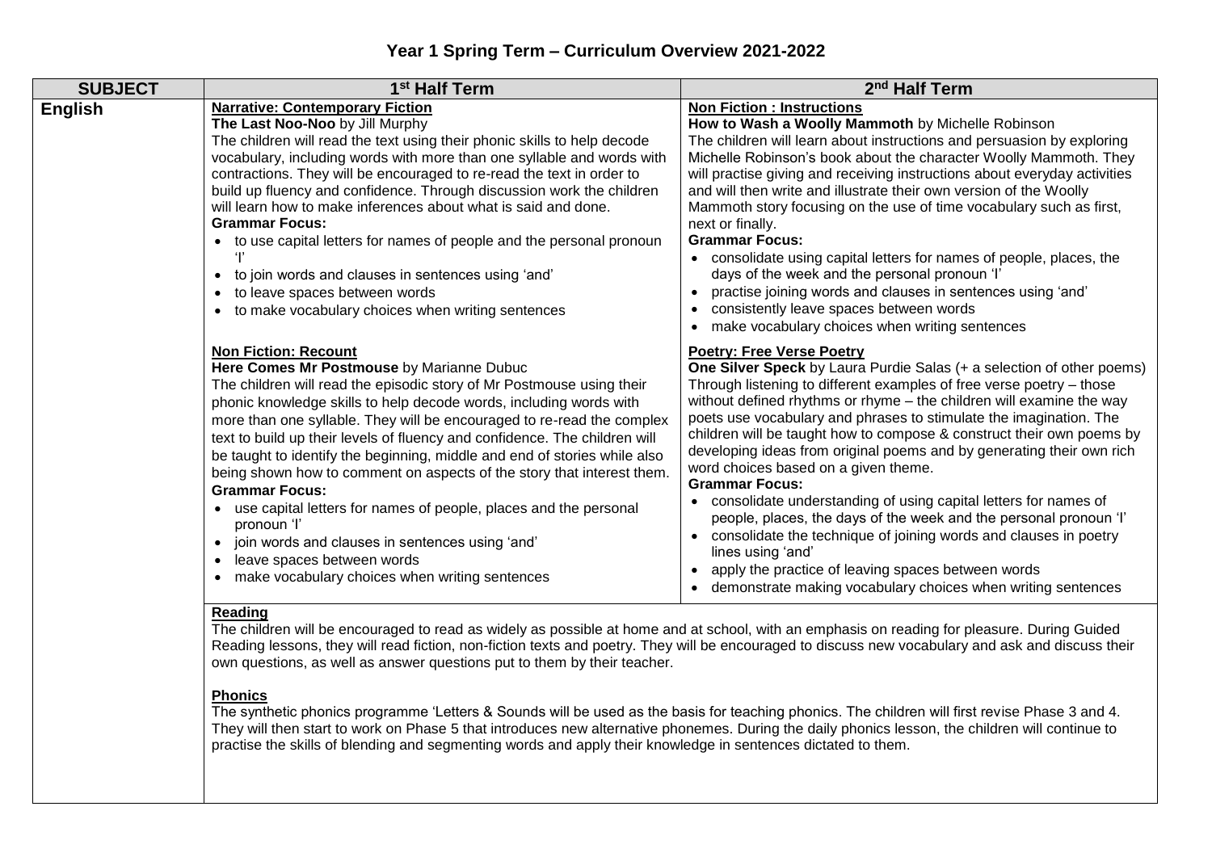# Year 1 Spring Term – Curriculum Overview 2021-2022

| SUBJECT | 1st Half Term | 2nd Half Term |
|---|---|---|
| **English** | **Narrative: Contemporary Fiction**<br>**The Last Noo-Noo** by Jill Murphy<br>The children will read the text using their phonic skills to help decode vocabulary, including words with more than one syllable and words with contractions. They will be encouraged to re-read the text in order to build up fluency and confidence. Through discussion work the children will learn how to make inferences about what is said and done.<br>**Grammar Focus:**<br>• to use capital letters for names of people and the personal pronoun 'I'<br>• to join words and clauses in sentences using 'and'<br>• to leave spaces between words<br>• to make vocabulary choices when writing sentences<br><br>**Non Fiction: Recount**<br>**Here Comes Mr Postmouse** by Marianne Dubuc<br>The children will read the episodic story of Mr Postmouse using their phonic knowledge skills to help decode words, including words with more than one syllable. They will be encouraged to re-read the complex text to build up their levels of fluency and confidence. The children will be taught to identify the beginning, middle and end of stories while also being shown how to comment on aspects of the story that interest them.<br>**Grammar Focus:**<br>• use capital letters for names of people, places and the personal pronoun 'I'<br>• join words and clauses in sentences using 'and'<br>• leave spaces between words<br>• make vocabulary choices when writing sentences | **Non Fiction : Instructions**<br>**How to Wash a Woolly Mammoth** by Michelle Robinson<br>The children will learn about instructions and persuasion by exploring Michelle Robinson's book about the character Woolly Mammoth. They will practise giving and receiving instructions about everyday activities and will then write and illustrate their own version of the Woolly Mammoth story focusing on the use of time vocabulary such as first, next or finally.<br>**Grammar Focus:**<br>• consolidate using capital letters for names of people, places, the days of the week and the personal pronoun 'I'<br>• practise joining words and clauses in sentences using 'and'<br>• consistently leave spaces between words<br>• make vocabulary choices when writing sentences<br><br>**Poetry: Free Verse Poetry**<br>**One Silver Speck** by Laura Purdie Salas (+ a selection of other poems)<br>Through listening to different examples of free verse poetry – those without defined rhythms or rhyme – the children will examine the way poets use vocabulary and phrases to stimulate the imagination. The children will be taught how to compose & construct their own poems by developing ideas from original poems and by generating their own rich word choices based on a given theme.<br>**Grammar Focus:**<br>• consolidate understanding of using capital letters for names of people, places, the days of the week and the personal pronoun 'I'<br>• consolidate the technique of joining words and clauses in poetry lines using 'and'<br>• apply the practice of leaving spaces between words<br>• demonstrate making vocabulary choices when writing sentences |
| | **Reading**<br>The children will be encouraged to read as widely as possible at home and at school, with an emphasis on reading for pleasure. During Guided Reading lessons, they will read fiction, non-fiction texts and poetry. They will be encouraged to discuss new vocabulary and ask and discuss their own questions, as well as answer questions put to them by their teacher.<br><br>**Phonics**<br>The synthetic phonics programme 'Letters & Sounds will be used as the basis for teaching phonics. The children will first revise Phase 3 and 4. They will then start to work on Phase 5 that introduces new alternative phonemes. During the daily phonics lesson, the children will continue to practise the skills of blending and segmenting words and apply their knowledge in sentences dictated to them. | |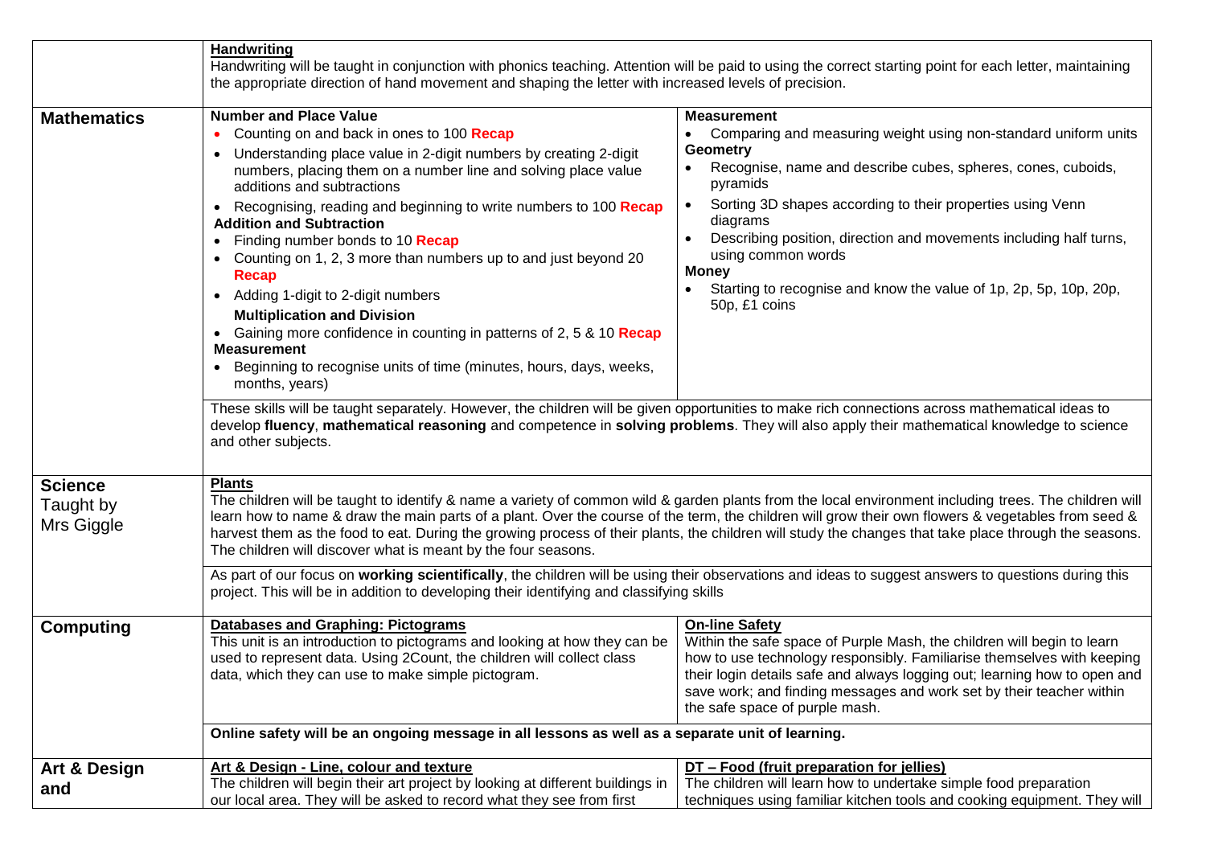| | | |
|---|---|---|
| | **Handwriting**<br>Handwriting will be taught in conjunction with phonics teaching. Attention will be paid to using the correct starting point for each letter, maintaining the appropriate direction of hand movement and shaping the letter with increased levels of precision. | |
| **Mathematics** | **Number and Place Value**<br>• Counting on and back in ones to 100 **Recap**<br>• Understanding place value in 2-digit numbers by creating 2-digit numbers, placing them on a number line and solving place value additions and subtractions<br>• Recognising, reading and beginning to write numbers to 100 **Recap**<br>**Addition and Subtraction**<br>• Finding number bonds to 10 **Recap**<br>• Counting on 1, 2, 3 more than numbers up to and just beyond 20 **Recap**<br>• Adding 1-digit to 2-digit numbers<br>**Multiplication and Division**<br>• Gaining more confidence in counting in patterns of 2, 5 & 10 **Recap**<br>**Measurement**<br>• Beginning to recognise units of time (minutes, hours, days, weeks, months, years) | **Measurement**<br>• Comparing and measuring weight using non-standard uniform units<br>**Geometry**<br>• Recognise, name and describe cubes, spheres, cones, cuboids, pyramids<br>• Sorting 3D shapes according to their properties using Venn diagrams<br>• Describing position, direction and movements including half turns, using common words<br>**Money**<br>• Starting to recognise and know the value of 1p, 2p, 5p, 10p, 20p, 50p, £1 coins |
| | These skills will be taught separately. However, the children will be given opportunities to make rich connections across mathematical ideas to develop **fluency**, **mathematical reasoning** and competence in **solving problems**. They will also apply their mathematical knowledge to science and other subjects. | |
| **Science**<br>Taught by Mrs Giggle | **Plants**<br>The children will be taught to identify & name a variety of common wild & garden plants from the local environment including trees. The children will learn how to name & draw the main parts of a plant. Over the course of the term, the children will grow their own flowers & vegetables from seed & harvest them as the food to eat. During the growing process of their plants, the children will study the changes that take place through the seasons. The children will discover what is meant by the four seasons. | |
| | As part of our focus on **working scientifically**, the children will be using their observations and ideas to suggest answers to questions during this project. This will be in addition to developing their identifying and classifying skills | |
| **Computing** | **Databases and Graphing: Pictograms**<br>This unit is an introduction to pictograms and looking at how they can be used to represent data. Using 2Count, the children will collect class data, which they can use to make simple pictogram. | **On-line Safety**<br>Within the safe space of Purple Mash, the children will begin to learn how to use technology responsibly. Familiarise themselves with keeping their login details safe and always logging out; learning how to open and save work; and finding messages and work set by their teacher within the safe space of purple mash. |
| | **Online safety will be an ongoing message in all lessons as well as a separate unit of learning.** | |
| **Art & Design and** | **Art & Design - Line, colour and texture**<br>The children will begin their art project by looking at different buildings in our local area. They will be asked to record what they see from first | **DT – Food (fruit preparation for jellies)**<br>The children will learn how to undertake simple food preparation techniques using familiar kitchen tools and cooking equipment. They will |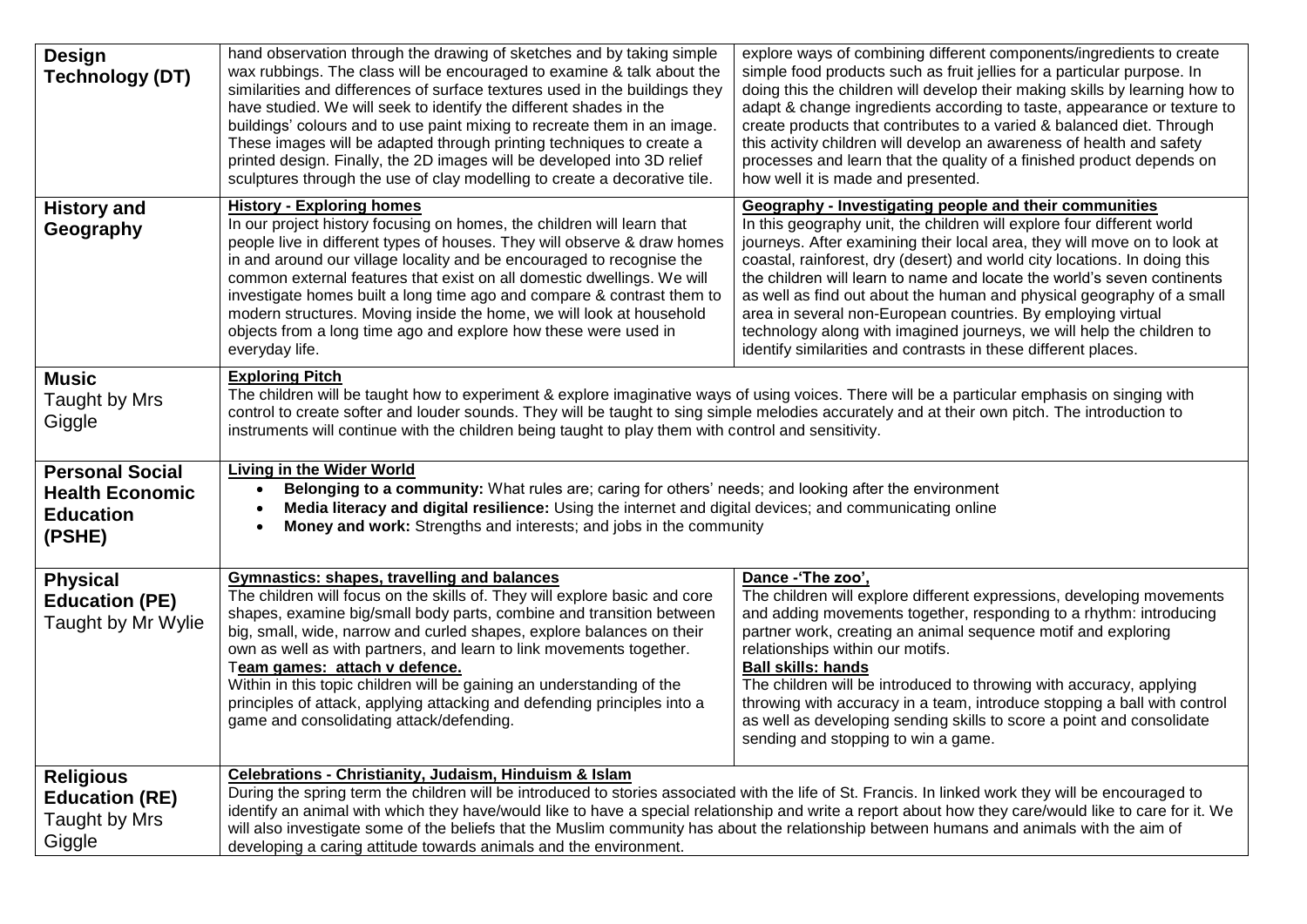| | | |
|---|---|---|
| **Design Technology (DT)** | hand observation through the drawing of sketches and by taking simple wax rubbings. The class will be encouraged to examine & talk about the similarities and differences of surface textures used in the buildings they have studied. We will seek to identify the different shades in the buildings' colours and to use paint mixing to recreate them in an image. These images will be adapted through printing techniques to create a printed design. Finally, the 2D images will be developed into 3D relief sculptures through the use of clay modelling to create a decorative tile. | explore ways of combining different components/ingredients to create simple food products such as fruit jellies for a particular purpose. In doing this the children will develop their making skills by learning how to adapt & change ingredients according to taste, appearance or texture to create products that contributes to a varied & balanced diet. Through this activity children will develop an awareness of health and safety processes and learn that the quality of a finished product depends on how well it is made and presented. |
| **History and Geography** | **History - Exploring homes**<br>In our project history focusing on homes, the children will learn that people live in different types of houses. They will observe & draw homes in and around our village locality and be encouraged to recognise the common external features that exist on all domestic dwellings. We will investigate homes built a long time ago and compare & contrast them to modern structures. Moving inside the home, we will look at household objects from a long time ago and explore how these were used in everyday life. | **Geography - Investigating people and their communities**<br>In this geography unit, the children will explore four different world journeys. After examining their local area, they will move on to look at coastal, rainforest, dry (desert) and world city locations. In doing this the children will learn to name and locate the world's seven continents as well as find out about the human and physical geography of a small area in several non-European countries. By employing virtual technology along with imagined journeys, we will help the children to identify similarities and contrasts in these different places. |
| **Music**<br>Taught by Mrs Giggle | **Exploring Pitch**<br>The children will be taught how to experiment & explore imaginative ways of using voices. There will be a particular emphasis on singing with control to create softer and louder sounds. They will be taught to sing simple melodies accurately and at their own pitch. The introduction to instruments will continue with the children being taught to play them with control and sensitivity. | |
| **Personal Social Health Economic Education (PSHE)** | **Living in the Wider World**<br>• **Belonging to a community:** What rules are; caring for others' needs; and looking after the environment<br>• **Media literacy and digital resilience:** Using the internet and digital devices; and communicating online<br>• **Money and work:** Strengths and interests; and jobs in the community | |
| **Physical Education (PE)**<br>Taught by Mr Wylie | **Gymnastics: shapes, travelling and balances**<br>The children will focus on the skills of. They will explore basic and core shapes, examine big/small body parts, combine and transition between big, small, wide, narrow and curled shapes, explore balances on their own as well as with partners, and learn to link movements together.<br>**Team games: attach v defence.**<br>Within in this topic children will be gaining an understanding of the principles of attack, applying attacking and defending principles into a game and consolidating attack/defending. | **Dance -'The zoo',**<br>The children will explore different expressions, developing movements and adding movements together, responding to a rhythm: introducing partner work, creating an animal sequence motif and exploring relationships within our motifs.<br>**Ball skills: hands**<br>The children will be introduced to throwing with accuracy, applying throwing with accuracy in a team, introduce stopping a ball with control as well as developing sending skills to score a point and consolidate sending and stopping to win a game. |
| **Religious Education (RE)**<br>Taught by Mrs Giggle | **Celebrations - Christianity, Judaism, Hinduism & Islam**<br>During the spring term the children will be introduced to stories associated with the life of St. Francis. In linked work they will be encouraged to identify an animal with which they have/would like to have a special relationship and write a report about how they care/would like to care for it. We will also investigate some of the beliefs that the Muslim community has about the relationship between humans and animals with the aim of developing a caring attitude towards animals and the environment. | |